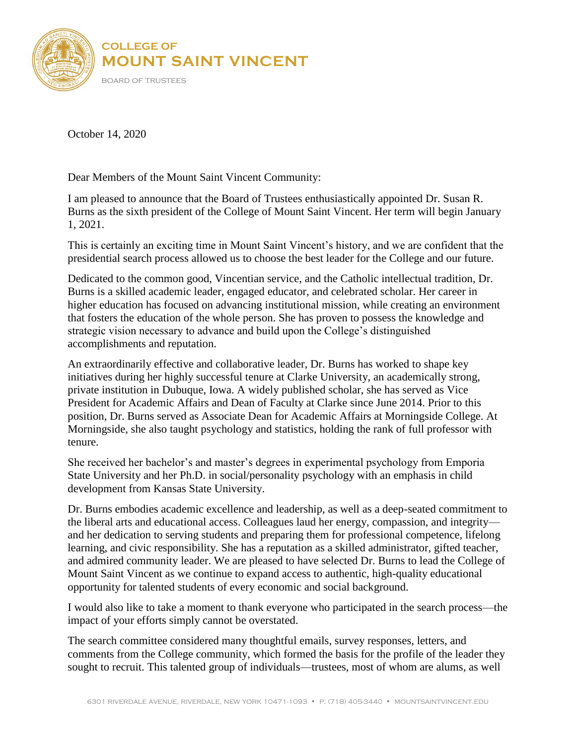COLLEGE OF
**MOUNT SAINT VINCENT**

BOARD OF TRUSTEES

October 14, 2020

Dear Members of the Mount Saint Vincent Community:

I am pleased to announce that the Board of Trustees enthusiastically appointed Dr. Susan R. Burns as the sixth president of the College of Mount Saint Vincent. Her term will begin January 1, 2021.

This is certainly an exciting time in Mount Saint Vincent's history, and we are confident that the presidential search process allowed us to choose the best leader for the College and our future.

Dedicated to the common good, Vincentian service, and the Catholic intellectual tradition, Dr. Burns is a skilled academic leader, engaged educator, and celebrated scholar. Her career in higher education has focused on advancing institutional mission, while creating an environment that fosters the education of the whole person. She has proven to possess the knowledge and strategic vision necessary to advance and build upon the College's distinguished accomplishments and reputation.

An extraordinarily effective and collaborative leader, Dr. Burns has worked to shape key initiatives during her highly successful tenure at Clarke University, an academically strong, private institution in Dubuque, Iowa. A widely published scholar, she has served as Vice President for Academic Affairs and Dean of Faculty at Clarke since June 2014. Prior to this position, Dr. Burns served as Associate Dean for Academic Affairs at Morningside College. At Morningside, she also taught psychology and statistics, holding the rank of full professor with tenure.

She received her bachelor's and master's degrees in experimental psychology from Emporia State University and her Ph.D. in social/personality psychology with an emphasis in child development from Kansas State University.

Dr. Burns embodies academic excellence and leadership, as well as a deep-seated commitment to the liberal arts and educational access. Colleagues laud her energy, compassion, and integrity—and her dedication to serving students and preparing them for professional competence, lifelong learning, and civic responsibility. She has a reputation as a skilled administrator, gifted teacher, and admired community leader. We are pleased to have selected Dr. Burns to lead the College of Mount Saint Vincent as we continue to expand access to authentic, high-quality educational opportunity for talented students of every economic and social background.

I would also like to take a moment to thank everyone who participated in the search process—the impact of your efforts simply cannot be overstated.

The search committee considered many thoughtful emails, survey responses, letters, and comments from the College community, which formed the basis for the profile of the leader they sought to recruit. This talented group of individuals—trustees, most of whom are alums, as well

6301 RIVERDALE AVENUE, RIVERDALE, NEW YORK 10471-1093 • P: (718) 405-3440 • MOUNTSAINTVINCENT.EDU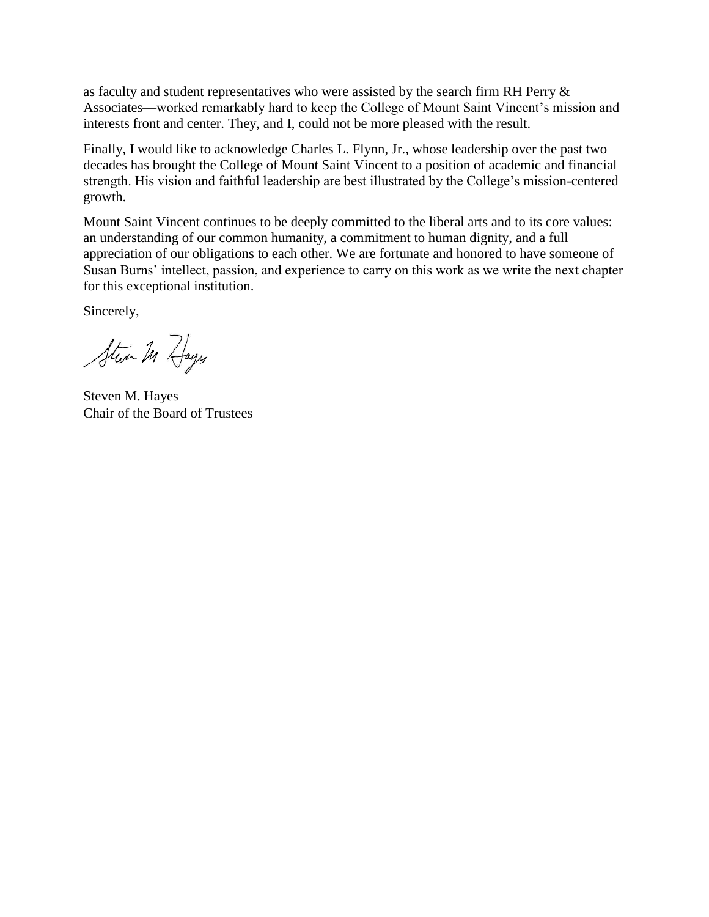as faculty and student representatives who were assisted by the search firm RH Perry & Associates—worked remarkably hard to keep the College of Mount Saint Vincent's mission and interests front and center. They, and I, could not be more pleased with the result.

Finally, I would like to acknowledge Charles L. Flynn, Jr., whose leadership over the past two decades has brought the College of Mount Saint Vincent to a position of academic and financial strength. His vision and faithful leadership are best illustrated by the College's mission-centered growth.

Mount Saint Vincent continues to be deeply committed to the liberal arts and to its core values: an understanding of our common humanity, a commitment to human dignity, and a full appreciation of our obligations to each other. We are fortunate and honored to have someone of Susan Burns' intellect, passion, and experience to carry on this work as we write the next chapter for this exceptional institution.

Sincerely,

Steven M. Hayes
Chair of the Board of Trustees